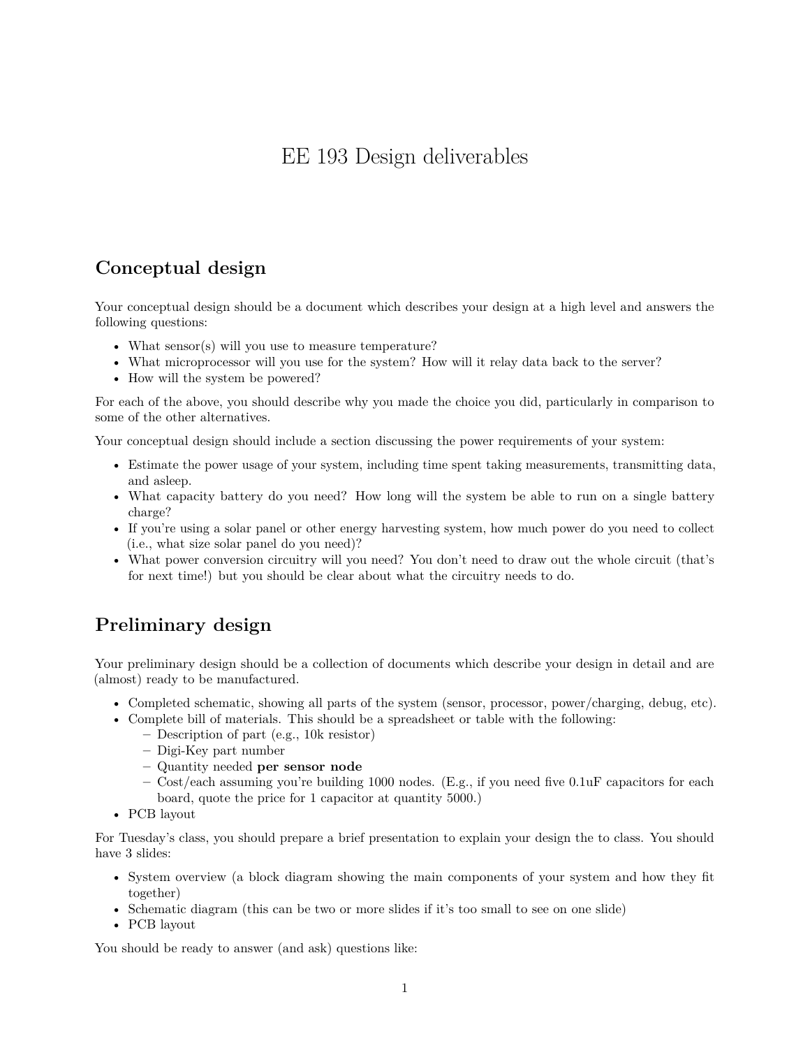# EE 193 Design deliverables

## Conceptual design

Your conceptual design should be a document which describes your design at a high level and answers the following questions:

- What sensor(s) will you use to measure temperature?
- What microprocessor will you use for the system? How will it relay data back to the server?
- How will the system be powered?

For each of the above, you should describe why you made the choice you did, particularly in comparison to some of the other alternatives.

Your conceptual design should include a section discussing the power requirements of your system:

- Estimate the power usage of your system, including time spent taking measurements, transmitting data, and asleep.
- What capacity battery do you need? How long will the system be able to run on a single battery charge?
- If you're using a solar panel or other energy harvesting system, how much power do you need to collect (i.e., what size solar panel do you need)?
- What power conversion circuitry will you need? You don't need to draw out the whole circuit (that's for next time!) but you should be clear about what the circuitry needs to do.

## Preliminary design

Your preliminary design should be a collection of documents which describe your design in detail and are (almost) ready to be manufactured.

- Completed schematic, showing all parts of the system (sensor, processor, power/charging, debug, etc).
- Complete bill of materials. This should be a spreadsheet or table with the following:
  - Description of part (e.g., 10k resistor)
  - Digi-Key part number
  - Quantity needed **per sensor node**
  - Cost/each assuming you're building 1000 nodes. (E.g., if you need five 0.1uF capacitors for each board, quote the price for 1 capacitor at quantity 5000.)
- PCB layout

For Tuesday's class, you should prepare a brief presentation to explain your design the to class. You should have 3 slides:

- System overview (a block diagram showing the main components of your system and how they fit together)
- Schematic diagram (this can be two or more slides if it's too small to see on one slide)
- PCB layout

You should be ready to answer (and ask) questions like: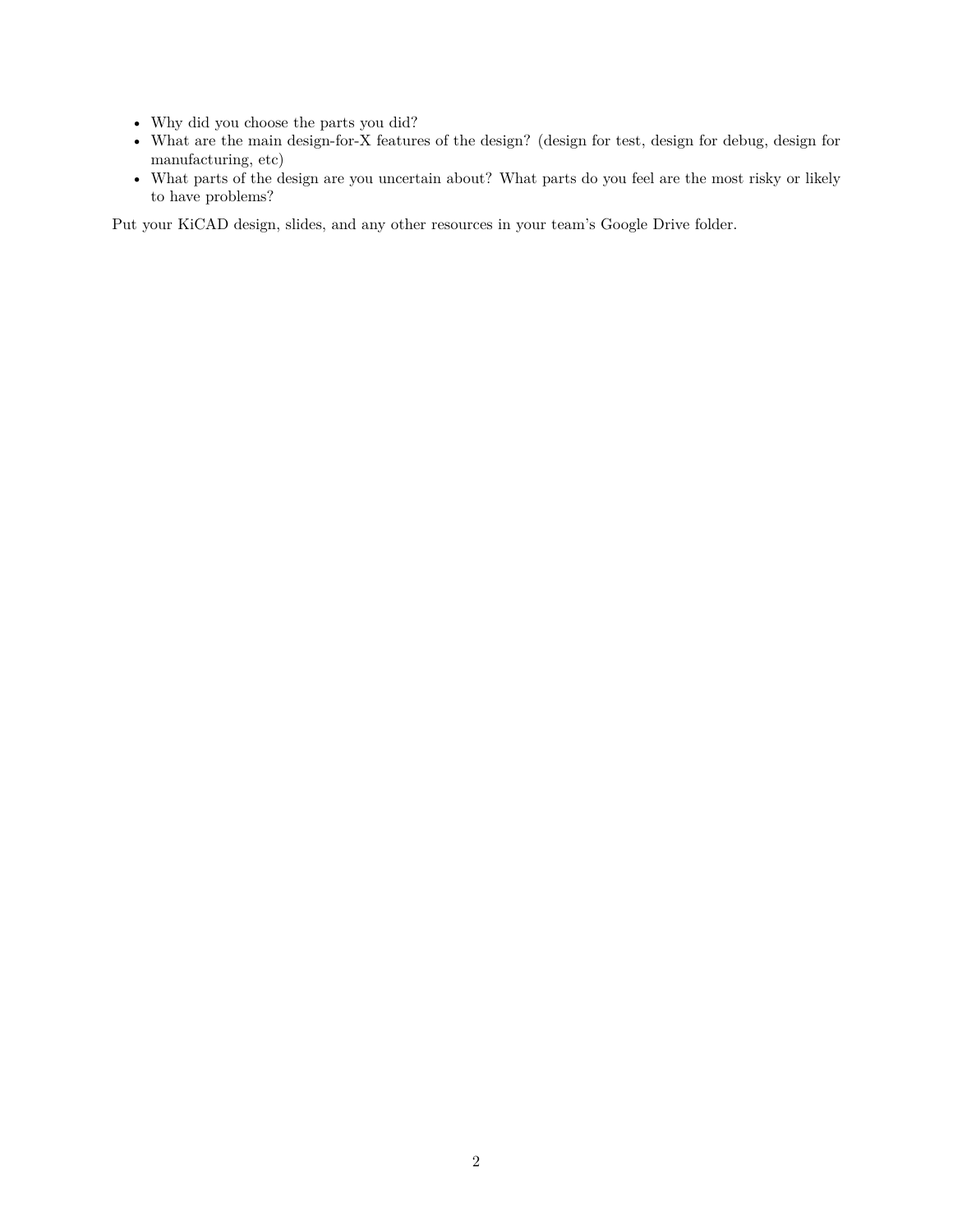- Why did you choose the parts you did?
- What are the main design-for-X features of the design? (design for test, design for debug, design for manufacturing, etc)
- What parts of the design are you uncertain about? What parts do you feel are the most risky or likely to have problems?

Put your KiCAD design, slides, and any other resources in your team's Google Drive folder.